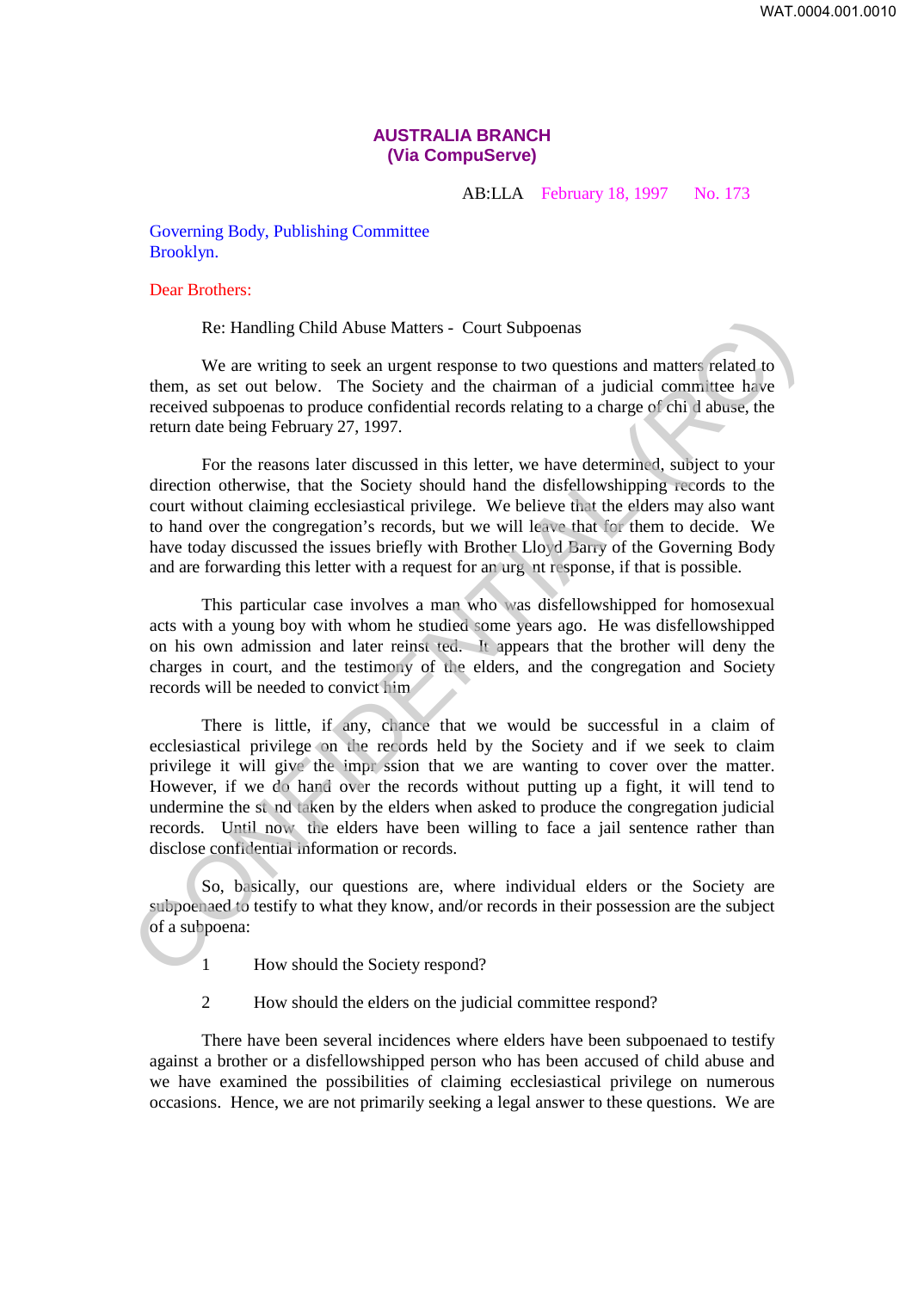**AUSTRALIA BRANCH**
**(Via CompuServe)**

AB:LLA February 18, 1997 No. 173

Governing Body, Publishing Committee
Brooklyn.

Dear Brothers:

Re: Handling Child Abuse Matters - Court Subpoenas

We are writing to seek an urgent response to two questions and matters related to them, as set out below. The Society and the chairman of a judicial committee have received subpoenas to produce confidential records relating to a charge of child abuse, the return date being February 27, 1997.

For the reasons later discussed in this letter, we have determined, subject to your direction otherwise, that the Society should hand the disfellowshipping records to the court without claiming ecclesiastical privilege. We believe that the elders may also want to hand over the congregation's records, but we will leave that for them to decide. We have today discussed the issues briefly with Brother Lloyd Barry of the Governing Body and are forwarding this letter with a request for an urgent response, if that is possible.

This particular case involves a man who was disfellowshipped for homosexual acts with a young boy with whom he studied some years ago. He was disfellowshipped on his own admission and later reinstated. It appears that the brother will deny the charges in court, and the testimony of the elders, and the congregation and Society records will be needed to convict him.

There is little, if any, chance that we would be successful in a claim of ecclesiastical privilege on the records held by the Society and if we seek to claim privilege it will give the impression that we are wanting to cover over the matter. However, if we do hand over the records without putting up a fight, it will tend to undermine the stand taken by the elders when asked to produce the congregation judicial records. Until now the elders have been willing to face a jail sentence rather than disclose confidential information or records.

So, basically, our questions are, where individual elders or the Society are subpoenaed to testify to what they know, and/or records in their possession are the subject of a subpoena:

1. How should the Society respond?

2. How should the elders on the judicial committee respond?

There have been several incidences where elders have been subpoenaed to testify against a brother or a disfellowshipped person who has been accused of child abuse and we have examined the possibilities of claiming ecclesiastical privilege on numerous occasions. Hence, we are not primarily seeking a legal answer to these questions. We are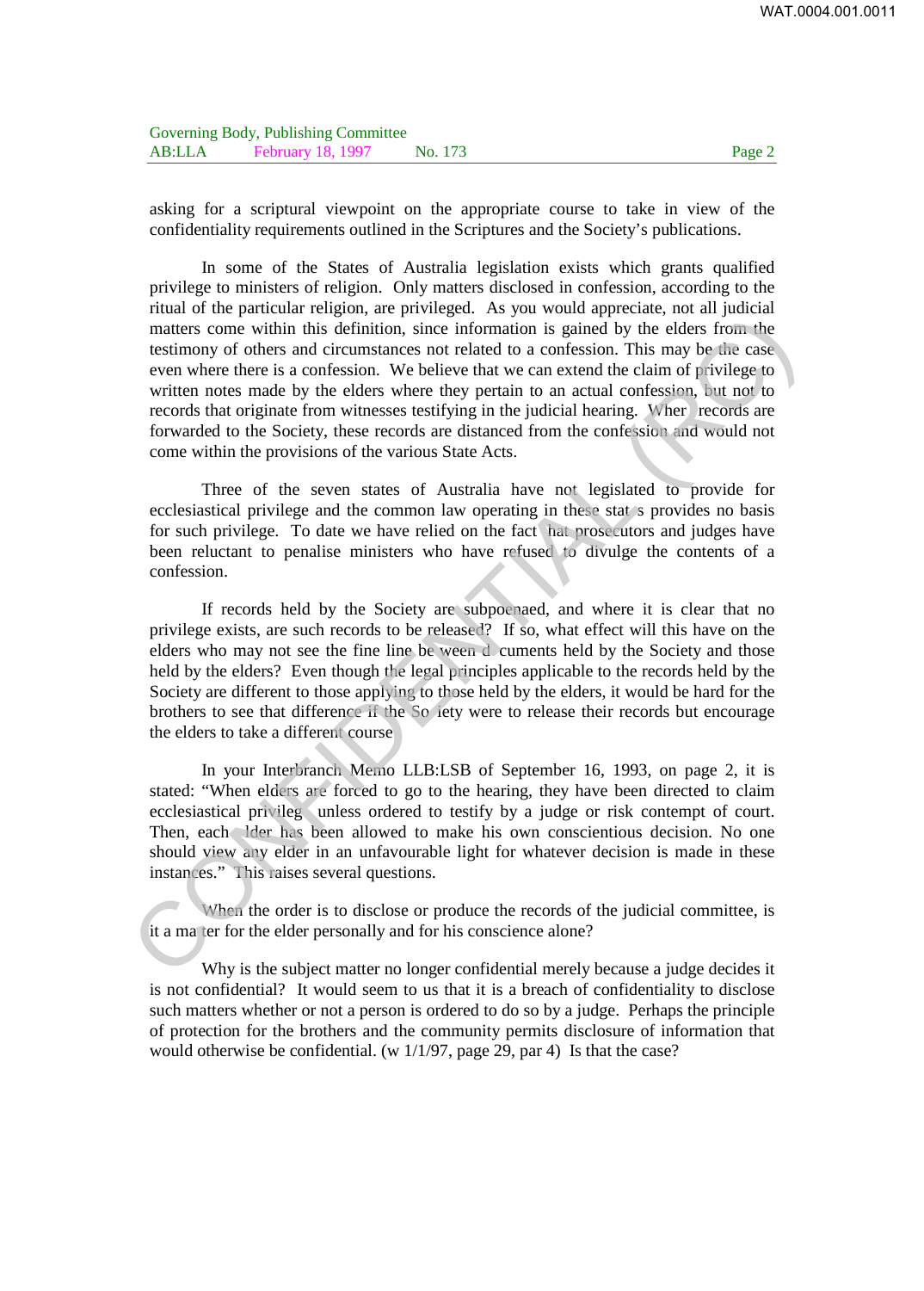asking for a scriptural viewpoint on the appropriate course to take in view of the confidentiality requirements outlined in the Scriptures and the Society's publications.

In some of the States of Australia legislation exists which grants qualified privilege to ministers of religion. Only matters disclosed in confession, according to the ritual of the particular religion, are privileged. As you would appreciate, not all judicial matters come within this definition, since information is gained by the elders from the testimony of others and circumstances not related to a confession. This may be the case even where there is a confession. We believe that we can extend the claim of privilege to written notes made by the elders where they pertain to an actual confession, but not to records that originate from witnesses testifying in the judicial hearing. When records are forwarded to the Society, these records are distanced from the confession and would not come within the provisions of the various State Acts.

Three of the seven states of Australia have not legislated to provide for ecclesiastical privilege and the common law operating in these states provides no basis for such privilege. To date we have relied on the fact that prosecutors and judges have been reluctant to penalise ministers who have refused to divulge the contents of a confession.

If records held by the Society are subpoenaed, and where it is clear that no privilege exists, are such records to be released? If so, what effect will this have on the elders who may not see the fine line between documents held by the Society and those held by the elders? Even though the legal principles applicable to the records held by the Society are different to those applying to those held by the elders, it would be hard for the brothers to see that difference if the Society were to release their records but encourage the elders to take a different course.

In your Interbranch Memo LLB:LSB of September 16, 1993, on page 2, it is stated: "When elders are forced to go to the hearing, they have been directed to claim ecclesiastical privilege unless ordered to testify by a judge or risk contempt of court. Then, each elder has been allowed to make his own conscientious decision. No one should view any elder in an unfavourable light for whatever decision is made in these instances." This raises several questions.

When the order is to disclose or produce the records of the judicial committee, is it a matter for the elder personally and for his conscience alone?

Why is the subject matter no longer confidential merely because a judge decides it is not confidential? It would seem to us that it is a breach of confidentiality to disclose such matters whether or not a person is ordered to do so by a judge. Perhaps the principle of protection for the brothers and the community permits disclosure of information that would otherwise be confidential. (w 1/1/97, page 29, par 4) Is that the case?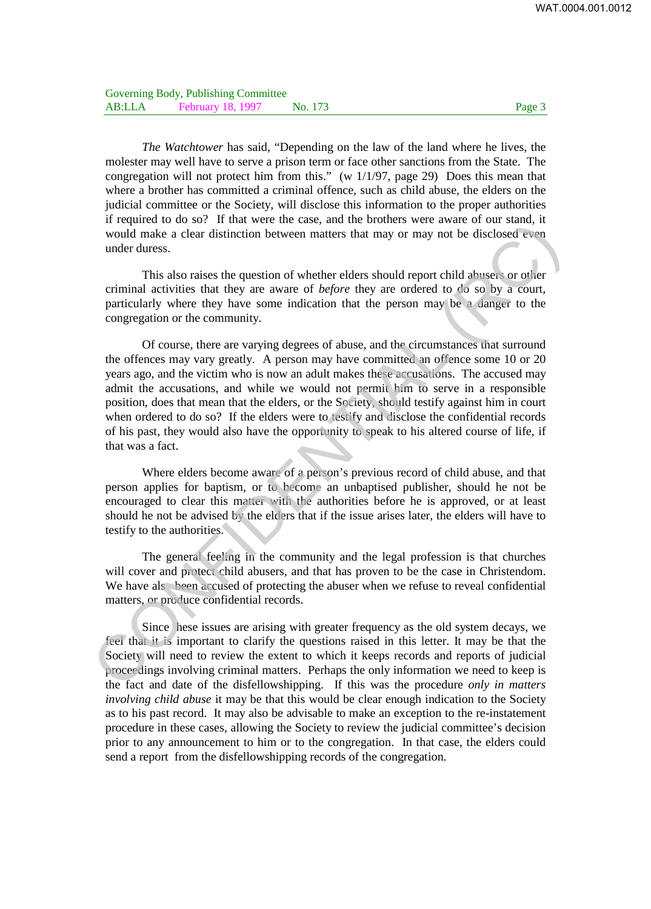*The Watchtower* has said, "Depending on the law of the land where he lives, the molester may well have to serve a prison term or face other sanctions from the State. The congregation will not protect him from this." (w 1/1/97, page 29) Does this mean that where a brother has committed a criminal offence, such as child abuse, the elders on the judicial committee or the Society, will disclose this information to the proper authorities if required to do so? If that were the case, and the brothers were aware of our stand, it would make a clear distinction between matters that may or may not be disclosed even under duress.

This also raises the question of whether elders should report child abusers or other criminal activities that they are aware of *before* they are ordered to do so by a court, particularly where they have some indication that the person may be a danger to the congregation or the community.

Of course, there are varying degrees of abuse, and the circumstances that surround the offences may vary greatly. A person may have committed an offence some 10 or 20 years ago, and the victim who is now an adult makes these accusations. The accused may admit the accusations, and while we would not permit him to serve in a responsible position, does that mean that the elders, or the Society, should testify against him in court when ordered to do so? If the elders were to testify and disclose the confidential records of his past, they would also have the opportunity to speak to his altered course of life, if that was a fact.

Where elders become aware of a person's previous record of child abuse, and that person applies for baptism, or to become an unbaptised publisher, should he not be encouraged to clear this matter with the authorities before he is approved, or at least should he not be advised by the elders that if the issue arises later, the elders will have to testify to the authorities.

The general feeling in the community and the legal profession is that churches will cover and protect child abusers, and that has proven to be the case in Christendom. We have also been accused of protecting the abuser when we refuse to reveal confidential matters, or produce confidential records.

Since these issues are arising with greater frequency as the old system decays, we feel that it is important to clarify the questions raised in this letter. It may be that the Society will need to review the extent to which it keeps records and reports of judicial proceedings involving criminal matters. Perhaps the only information we need to keep is the fact and date of the disfellowshipping. If this was the procedure *only in matters involving child abuse* it may be that this would be clear enough indication to the Society as to his past record. It may also be advisable to make an exception to the re-instatement procedure in these cases, allowing the Society to review the judicial committee's decision prior to any announcement to him or to the congregation. In that case, the elders could send a report from the disfellowshipping records of the congregation.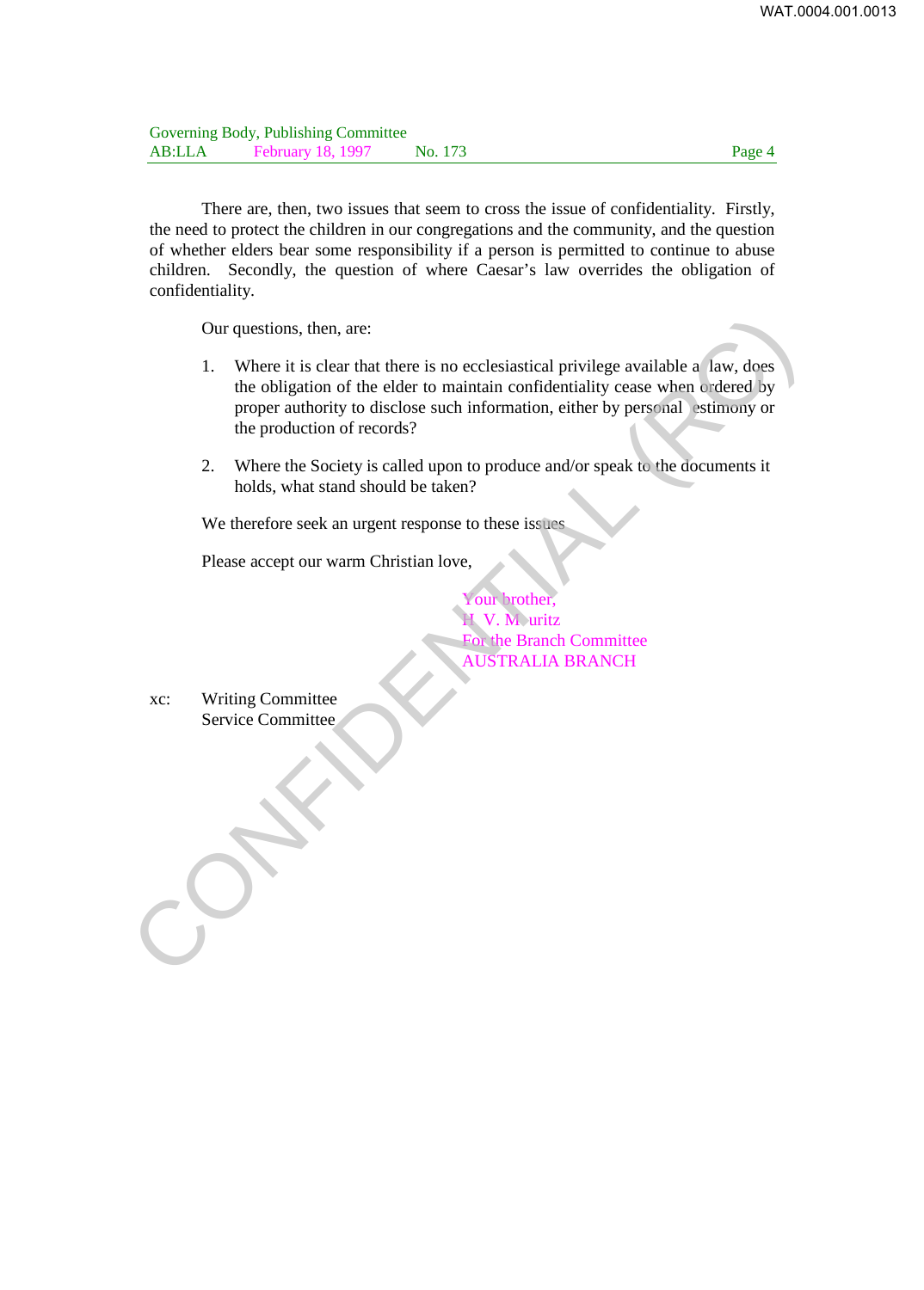There are, then, two issues that seem to cross the issue of confidentiality. Firstly, the need to protect the children in our congregations and the community, and the question of whether elders bear some responsibility if a person is permitted to continue to abuse children. Secondly, the question of where Caesar's law overrides the obligation of confidentiality.

Our questions, then, are:

1. Where it is clear that there is no ecclesiastical privilege available at law, does the obligation of the elder to maintain confidentiality cease when ordered by proper authority to disclose such information, either by personal testimony or the production of records?

2. Where the Society is called upon to produce and/or speak to the documents it holds, what stand should be taken?

We therefore seek an urgent response to these issues.

Please accept our warm Christian love,

Your brother,
H. V. Mouritz
For the Branch Committee
AUSTRALIA BRANCH

xc: Writing Committee
Service Committee